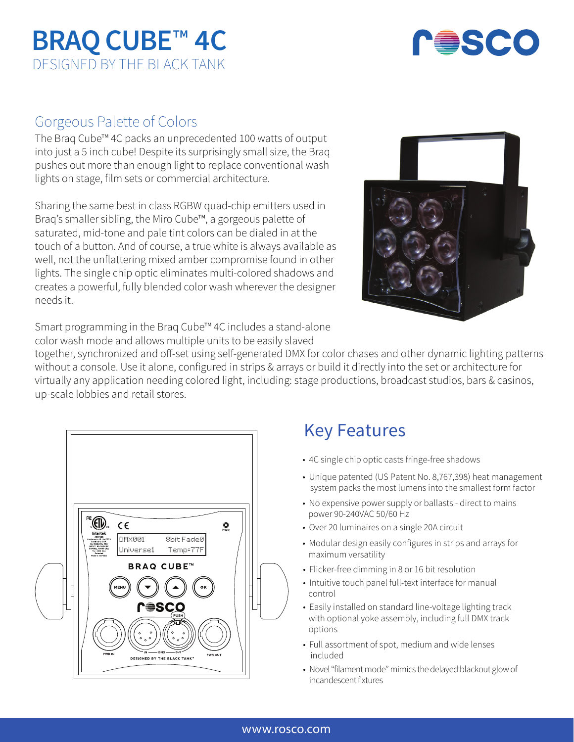# BRAQ CUBE™ 4C

DESIGNED BY THE BLACK TANK

## Gorgeous Palette of Colors

The Braq Cube™ 4C packs an unprecedented 100 watts of output into just a 5 inch cube! Despite its surprisingly small size, the Braq pushes out more than enough light to replace conventional wash lights on stage, film sets or commercial architecture.

Sharing the same best in class RGBW quad-chip emitters used in Braq's smaller sibling, the Miro Cube™, a gorgeous palette of saturated, mid-tone and pale tint colors can be dialed in at the touch of a button. And of course, a true white is always available as well, not the unflattering mixed amber compromise found in other lights. The single chip optic eliminates multi-colored shadows and creates a powerful, fully blended color wash wherever the designer needs it.

Smart programming in the Braq Cube™ 4C includes a stand-alone color wash mode and allows multiple units to be easily slaved together, synchronized and off-set using self-generated DMX for color chases and other dynamic lighting patterns without a console. Use it alone, configured in strips & arrays or build it directly into the set or architecture for virtually any application needing colored light, including: stage productions, broadcast studios, bars & casinos, up-scale lobbies and retail stores.

## Key Features

- 4C single chip optic casts fringe-free shadows
- Unique patented (US Patent No. 8,767,398) heat management system packs the most lumens into the smallest form factor
- No expensive power supply or ballasts - direct to mains power 90-240VAC 50/60 Hz
- Over 20 luminaires on a single 20A circuit
- Modular design easily configures in strips and arrays for maximum versatility
- Flicker-free dimming in 8 or 16 bit resolution
- Intuitive touch panel full-text interface for manual control
- Easily installed on standard line-voltage lighting track with optional yoke assembly, including full DMX track options
- Full assortment of spot, medium and wide lenses included
- Novel "filament mode" mimics the delayed blackout glow of incandescent fixtures

www.rosco.com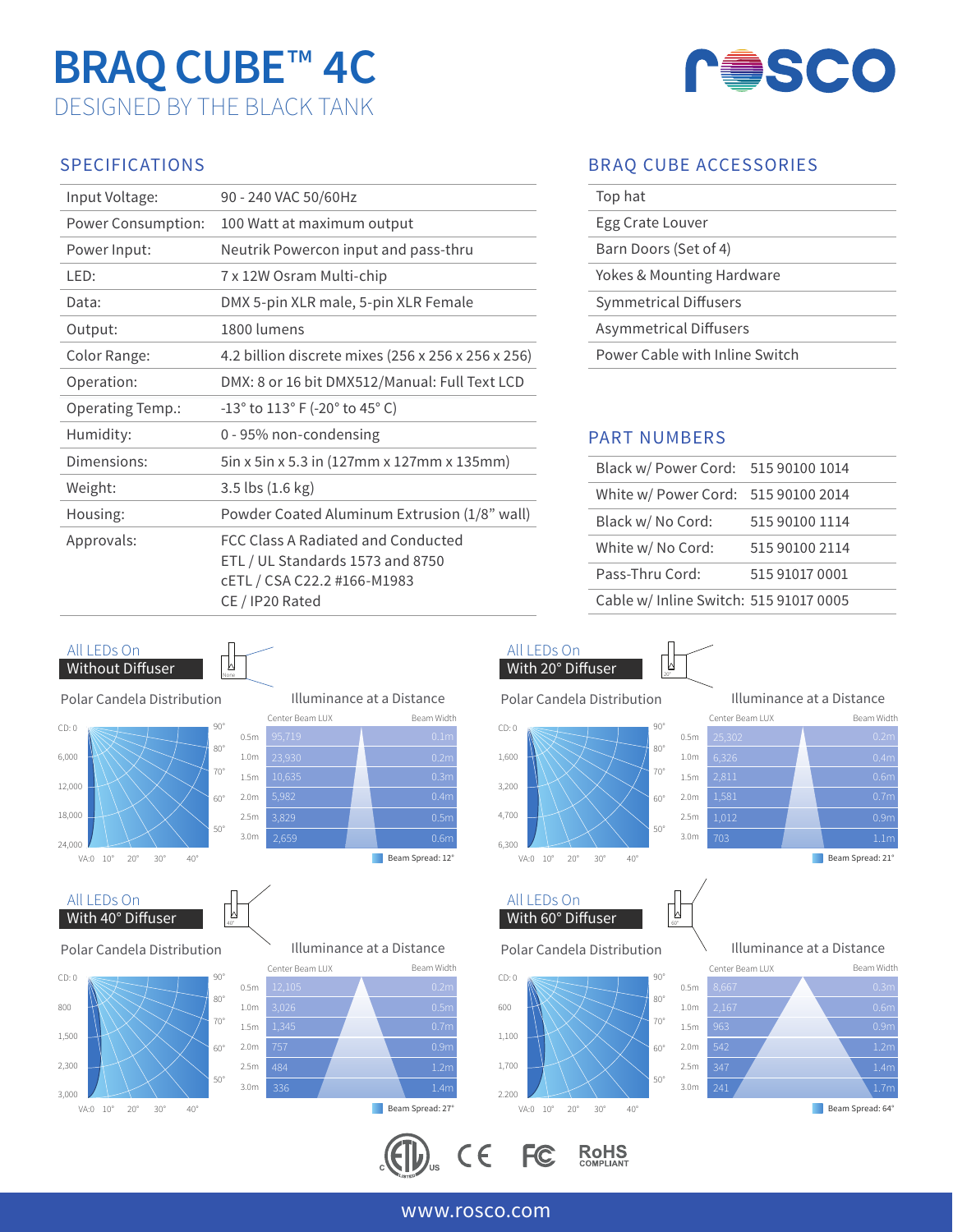# BRAQ CUBE™ 4C

DESIGNED BY THE BLACK TANK

rosco

## SPECIFICATIONS

| | |
|---|---|
| Input Voltage: | 90 - 240 VAC 50/60Hz |
| Power Consumption: | 100 Watt at maximum output |
| Power Input: | Neutrik Powercon input and pass-thru |
| LED: | 7 x 12W Osram Multi-chip |
| Data: | DMX 5-pin XLR male, 5-pin XLR Female |
| Output: | 1800 lumens |
| Color Range: | 4.2 billion discrete mixes (256 x 256 x 256 x 256) |
| Operation: | DMX: 8 or 16 bit DMX512/Manual: Full Text LCD |
| Operating Temp.: | -13° to 113° F (-20° to 45° C) |
| Humidity: | 0 - 95% non-condensing |
| Dimensions: | 5in x 5in x 5.3 in (127mm x 127mm x 135mm) |
| Weight: | 3.5 lbs (1.6 kg) |
| Housing: | Powder Coated Aluminum Extrusion (1/8" wall) |
| Approvals: | FCC Class A Radiated and Conducted<br>ETL / UL Standards 1573 and 8750<br>cETL / CSA C22.2 #166-M1983<br>CE / IP20 Rated |

## BRAQ CUBE ACCESSORIES

- Top hat
- Egg Crate Louver
- Barn Doors (Set of 4)
- Yokes & Mounting Hardware
- Symmetrical Diffusers
- Asymmetrical Diffusers
- Power Cable with Inline Switch

## PART NUMBERS

| | |
|---|---|
| Black w/ Power Cord: | 515 90100 1014 |
| White w/ Power Cord: | 515 90100 2014 |
| Black w/ No Cord: | 515 90100 1114 |
| White w/ No Cord: | 515 90100 2114 |
| Pass-Thru Cord: | 515 91017 0001 |
| Cable w/ Inline Switch: | 515 91017 0005 |

### All LEDs On — Without Diffuser

Polar Candela Distribution

CD: 0, 6,000, 12,000, 18,000, 24,000
VA:0 10° 20° 30° 40° 50° 60° 70° 80° 90°

Illuminance at a Distance

| Distance | Center Beam LUX | Beam Width |
|---|---|---|
| 0.5m | 95,719 | 0.1m |
| 1.0m | 23,930 | 0.2m |
| 1.5m | 10,635 | 0.3m |
| 2.0m | 5,982 | 0.4m |
| 2.5m | 3,829 | 0.5m |
| 3.0m | 2,659 | 0.6m |

Beam Spread: 12°

### All LEDs On — With 20° Diffuser

Polar Candela Distribution

CD: 0, 1,600, 3,200, 4,700, 6,300
VA:0 10° 20° 30° 40° 50° 60° 70° 80° 90°

Illuminance at a Distance

| Distance | Center Beam LUX | Beam Width |
|---|---|---|
| 0.5m | 25,302 | 0.2m |
| 1.0m | 6,326 | 0.4m |
| 1.5m | 2,811 | 0.6m |
| 2.0m | 1,581 | 0.7m |
| 2.5m | 1,012 | 0.9m |
| 3.0m | 703 | 1.1m |

Beam Spread: 21°

### All LEDs On — With 40° Diffuser

Polar Candela Distribution

CD: 0, 800, 1,500, 2,300, 3,000
VA:0 10° 20° 30° 40° 50° 60° 70° 80° 90°

Illuminance at a Distance

| Distance | Center Beam LUX | Beam Width |
|---|---|---|
| 0.5m | 12,105 | 0.2m |
| 1.0m | 3,026 | 0.5m |
| 1.5m | 1,345 | 0.7m |
| 2.0m | 757 | 0.9m |
| 2.5m | 484 | 1.2m |
| 3.0m | 336 | 1.4m |

Beam Spread: 27°

### All LEDs On — With 60° Diffuser

Polar Candela Distribution

CD: 0, 600, 1,100, 1,700, 2,200
VA:0 10° 20° 30° 40° 50° 60° 70° 80° 90°

Illuminance at a Distance

| Distance | Center Beam LUX | Beam Width |
|---|---|---|
| 0.5m | 8,667 | 0.3m |
| 1.0m | 2,167 | 0.6m |
| 1.5m | 963 | 0.9m |
| 2.0m | 542 | 1.2m |
| 2.5m | 347 | 1.4m |
| 3.0m | 241 | 1.7m |

Beam Spread: 64°

c ETL us · CE · FC · RoHS COMPLIANT

www.rosco.com